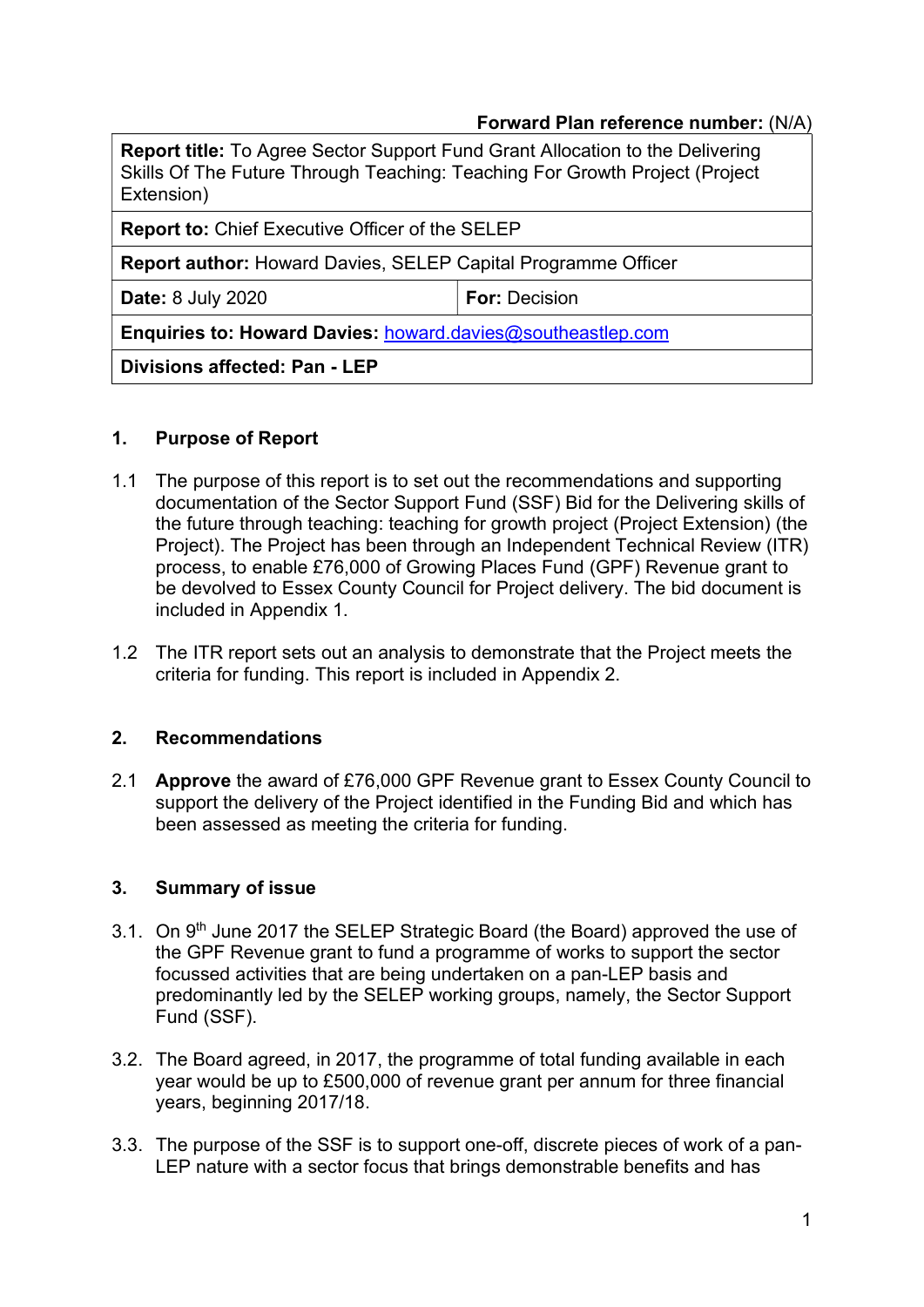**Forward Plan reference number:** (N/A)

| **Report title:** To Agree Sector Support Fund Grant Allocation to the Delivering Skills Of The Future Through Teaching: Teaching For Growth Project (Project Extension) | |
|---|---|
| **Report to:** Chief Executive Officer of the SELEP | |
| **Report author:** Howard Davies, SELEP Capital Programme Officer | |
| **Date:** 8 July 2020 | **For:** Decision |
| **Enquiries to: Howard Davies:** howard.davies@southeastlep.com | |
| **Divisions affected: Pan - LEP** | |

## 1. Purpose of Report

1.1 The purpose of this report is to set out the recommendations and supporting documentation of the Sector Support Fund (SSF) Bid for the Delivering skills of the future through teaching: teaching for growth project (Project Extension) (the Project). The Project has been through an Independent Technical Review (ITR) process, to enable £76,000 of Growing Places Fund (GPF) Revenue grant to be devolved to Essex County Council for Project delivery. The bid document is included in Appendix 1.

1.2 The ITR report sets out an analysis to demonstrate that the Project meets the criteria for funding. This report is included in Appendix 2.

## 2. Recommendations

2.1 **Approve** the award of £76,000 GPF Revenue grant to Essex County Council to support the delivery of the Project identified in the Funding Bid and which has been assessed as meeting the criteria for funding.

## 3. Summary of issue

3.1. On 9th June 2017 the SELEP Strategic Board (the Board) approved the use of the GPF Revenue grant to fund a programme of works to support the sector focussed activities that are being undertaken on a pan-LEP basis and predominantly led by the SELEP working groups, namely, the Sector Support Fund (SSF).

3.2. The Board agreed, in 2017, the programme of total funding available in each year would be up to £500,000 of revenue grant per annum for three financial years, beginning 2017/18.

3.3. The purpose of the SSF is to support one-off, discrete pieces of work of a pan-LEP nature with a sector focus that brings demonstrable benefits and has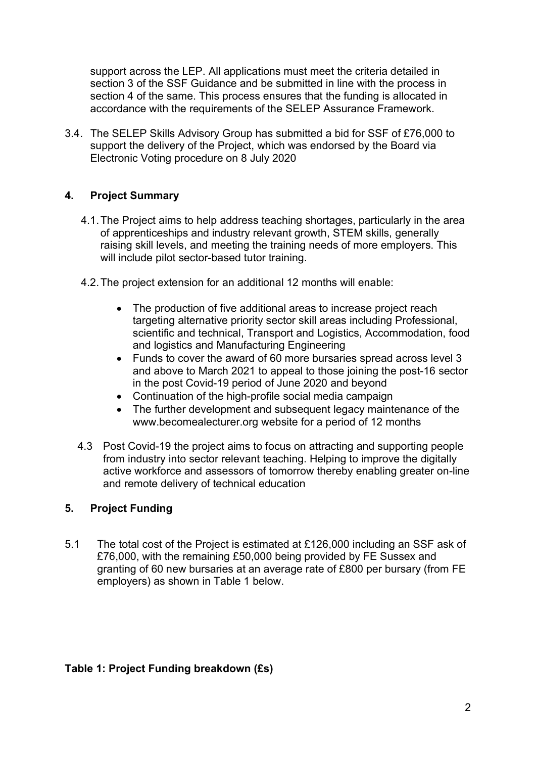support across the LEP. All applications must meet the criteria detailed in section 3 of the SSF Guidance and be submitted in line with the process in section 4 of the same. This process ensures that the funding is allocated in accordance with the requirements of the SELEP Assurance Framework.

3.4. The SELEP Skills Advisory Group has submitted a bid for SSF of £76,000 to support the delivery of the Project, which was endorsed by the Board via Electronic Voting procedure on 8 July 2020

## 4. Project Summary

4.1. The Project aims to help address teaching shortages, particularly in the area of apprenticeships and industry relevant growth, STEM skills, generally raising skill levels, and meeting the training needs of more employers. This will include pilot sector-based tutor training.

4.2. The project extension for an additional 12 months will enable:

- The production of five additional areas to increase project reach targeting alternative priority sector skill areas including Professional, scientific and technical, Transport and Logistics, Accommodation, food and logistics and Manufacturing Engineering
- Funds to cover the award of 60 more bursaries spread across level 3 and above to March 2021 to appeal to those joining the post-16 sector in the post Covid-19 period of June 2020 and beyond
- Continuation of the high-profile social media campaign
- The further development and subsequent legacy maintenance of the www.becomealecturer.org website for a period of 12 months

4.3 Post Covid-19 the project aims to focus on attracting and supporting people from industry into sector relevant teaching. Helping to improve the digitally active workforce and assessors of tomorrow thereby enabling greater on-line and remote delivery of technical education

## 5. Project Funding

5.1 The total cost of the Project is estimated at £126,000 including an SSF ask of £76,000, with the remaining £50,000 being provided by FE Sussex and granting of 60 new bursaries at an average rate of £800 per bursary (from FE employers) as shown in Table 1 below.

**Table 1: Project Funding breakdown (£s)**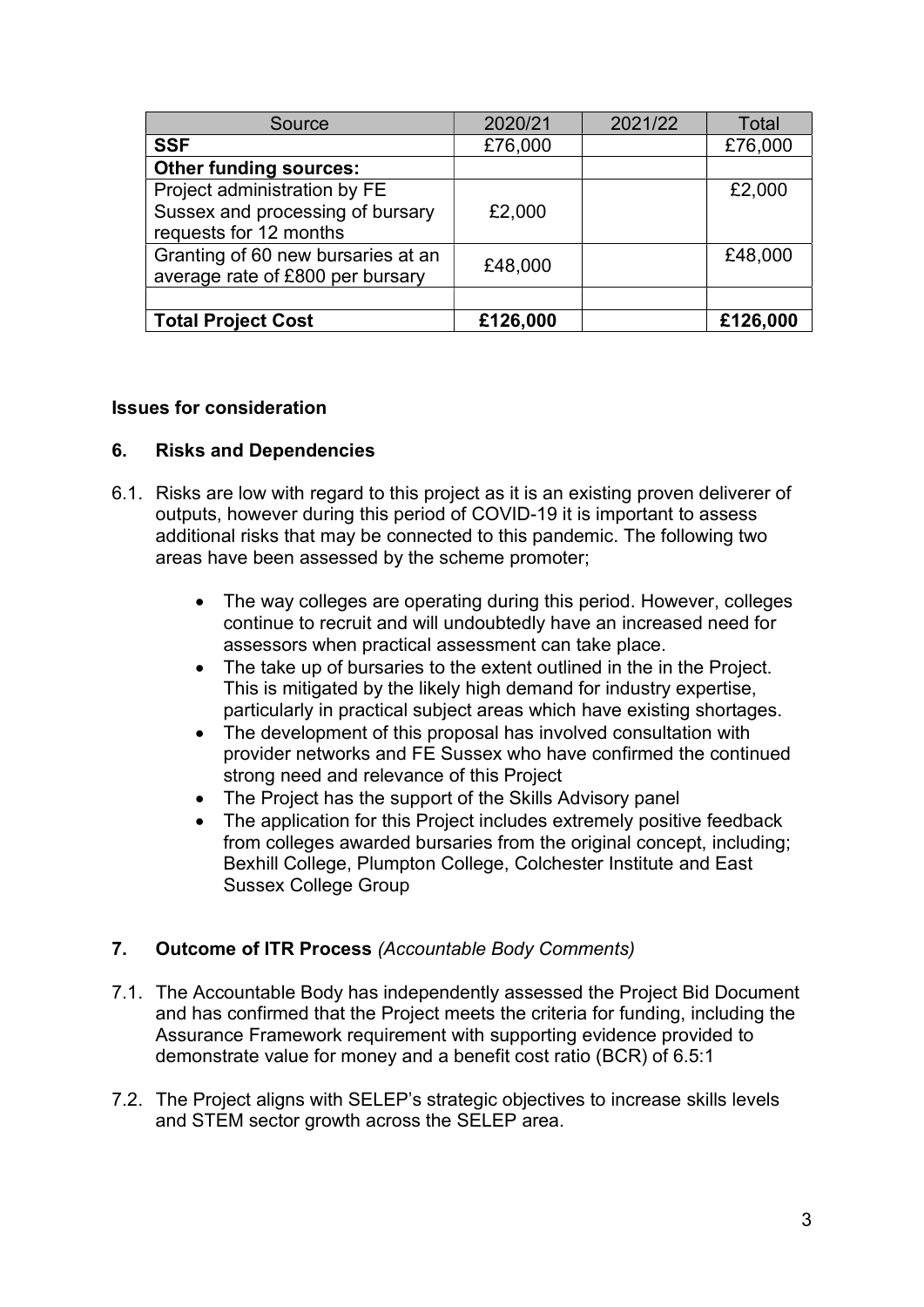| Source | 2020/21 | 2021/22 | Total |
|---|---|---|---|
| **SSF** | £76,000 | | £76,000 |
| **Other funding sources:** | | | |
| Project administration by FE Sussex and processing of bursary requests for 12 months | £2,000 | | £2,000 |
| Granting of 60 new bursaries at an average rate of £800 per bursary | £48,000 | | £48,000 |
| | | | |
| **Total Project Cost** | **£126,000** | | **£126,000** |

**Issues for consideration**

## 6. Risks and Dependencies

6.1. Risks are low with regard to this project as it is an existing proven deliverer of outputs, however during this period of COVID-19 it is important to assess additional risks that may be connected to this pandemic. The following two areas have been assessed by the scheme promoter;

- The way colleges are operating during this period. However, colleges continue to recruit and will undoubtedly have an increased need for assessors when practical assessment can take place.
- The take up of bursaries to the extent outlined in the in the Project. This is mitigated by the likely high demand for industry expertise, particularly in practical subject areas which have existing shortages.
- The development of this proposal has involved consultation with provider networks and FE Sussex who have confirmed the continued strong need and relevance of this Project
- The Project has the support of the Skills Advisory panel
- The application for this Project includes extremely positive feedback from colleges awarded bursaries from the original concept, including; Bexhill College, Plumpton College, Colchester Institute and East Sussex College Group

## 7. Outcome of ITR Process *(Accountable Body Comments)*

7.1. The Accountable Body has independently assessed the Project Bid Document and has confirmed that the Project meets the criteria for funding, including the Assurance Framework requirement with supporting evidence provided to demonstrate value for money and a benefit cost ratio (BCR) of 6.5:1

7.2. The Project aligns with SELEP's strategic objectives to increase skills levels and STEM sector growth across the SELEP area.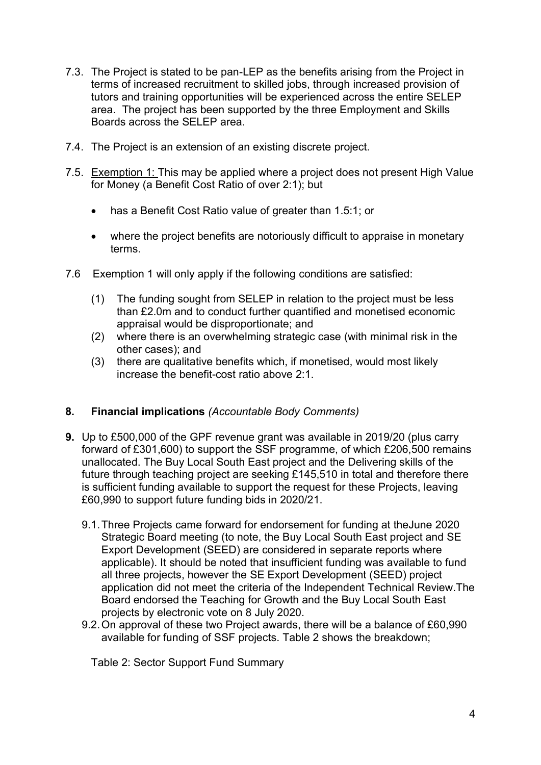7.3. The Project is stated to be pan-LEP as the benefits arising from the Project in terms of increased recruitment to skilled jobs, through increased provision of tutors and training opportunities will be experienced across the entire SELEP area. The project has been supported by the three Employment and Skills Boards across the SELEP area.

7.4. The Project is an extension of an existing discrete project.

7.5. Exemption 1: This may be applied where a project does not present High Value for Money (a Benefit Cost Ratio of over 2:1); but

- has a Benefit Cost Ratio value of greater than 1.5:1; or
- where the project benefits are notoriously difficult to appraise in monetary terms.

7.6 Exemption 1 will only apply if the following conditions are satisfied:

(1) The funding sought from SELEP in relation to the project must be less than £2.0m and to conduct further quantified and monetised economic appraisal would be disproportionate; and
(2) where there is an overwhelming strategic case (with minimal risk in the other cases); and
(3) there are qualitative benefits which, if monetised, would most likely increase the benefit-cost ratio above 2:1.

## 8. Financial implications *(Accountable Body Comments)*

**9.** Up to £500,000 of the GPF revenue grant was available in 2019/20 (plus carry forward of £301,600) to support the SSF programme, of which £206,500 remains unallocated. The Buy Local South East project and the Delivering skills of the future through teaching project are seeking £145,510 in total and therefore there is sufficient funding available to support the request for these Projects, leaving £60,990 to support future funding bids in 2020/21.

9.1. Three Projects came forward for endorsement for funding at theJune 2020 Strategic Board meeting (to note, the Buy Local South East project and SE Export Development (SEED) are considered in separate reports where applicable). It should be noted that insufficient funding was available to fund all three projects, however the SE Export Development (SEED) project application did not meet the criteria of the Independent Technical Review.The Board endorsed the Teaching for Growth and the Buy Local South East projects by electronic vote on 8 July 2020.

9.2. On approval of these two Project awards, there will be a balance of £60,990 available for funding of SSF projects. Table 2 shows the breakdown;

Table 2: Sector Support Fund Summary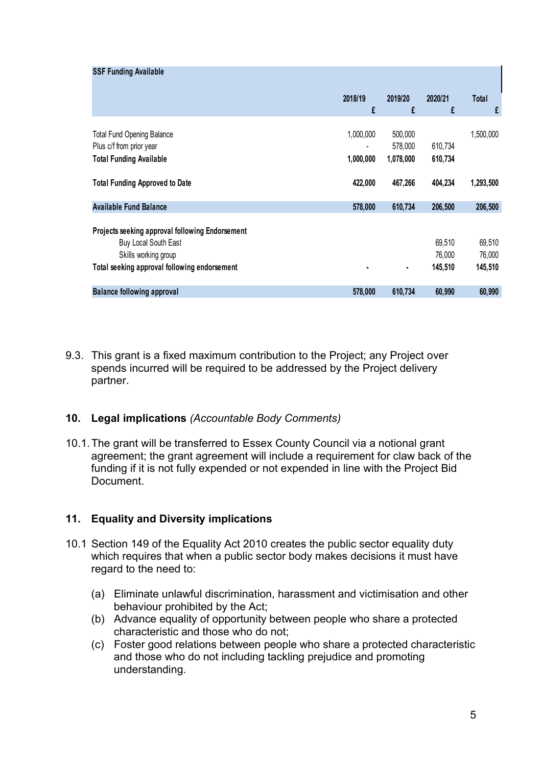| SSF Funding Available | 2018/19 | 2019/20 | 2020/21 | Total |
|---|---|---|---|---|
| | £ | £ | £ | £ |
| Total Fund Opening Balance | 1,000,000 | 500,000 | | 1,500,000 |
| Plus c/f from prior year | - | 578,000 | 610,734 | |
| **Total Funding Available** | **1,000,000** | **1,078,000** | **610,734** | |
| **Total Funding Approved to Date** | **422,000** | **467,266** | **404,234** | **1,293,500** |
| **Available Fund Balance** | **578,000** | **610,734** | **206,500** | **206,500** |
| **Projects seeking approval following Endorsement** | | | | |
| Buy Local South East | | | 69,510 | 69,510 |
| Skills working group | | | 76,000 | 76,000 |
| **Total seeking approval following endorsement** | **-** | **-** | **145,510** | **145,510** |
| **Balance following approval** | **578,000** | **610,734** | **60,990** | **60,990** |

9.3. This grant is a fixed maximum contribution to the Project; any Project over spends incurred will be required to be addressed by the Project delivery partner.

## 10. Legal implications *(Accountable Body Comments)*

10.1. The grant will be transferred to Essex County Council via a notional grant agreement; the grant agreement will include a requirement for claw back of the funding if it is not fully expended or not expended in line with the Project Bid Document.

## 11. Equality and Diversity implications

10.1 Section 149 of the Equality Act 2010 creates the public sector equality duty which requires that when a public sector body makes decisions it must have regard to the need to:

(a) Eliminate unlawful discrimination, harassment and victimisation and other behaviour prohibited by the Act;

(b) Advance equality of opportunity between people who share a protected characteristic and those who do not;

(c) Foster good relations between people who share a protected characteristic and those who do not including tackling prejudice and promoting understanding.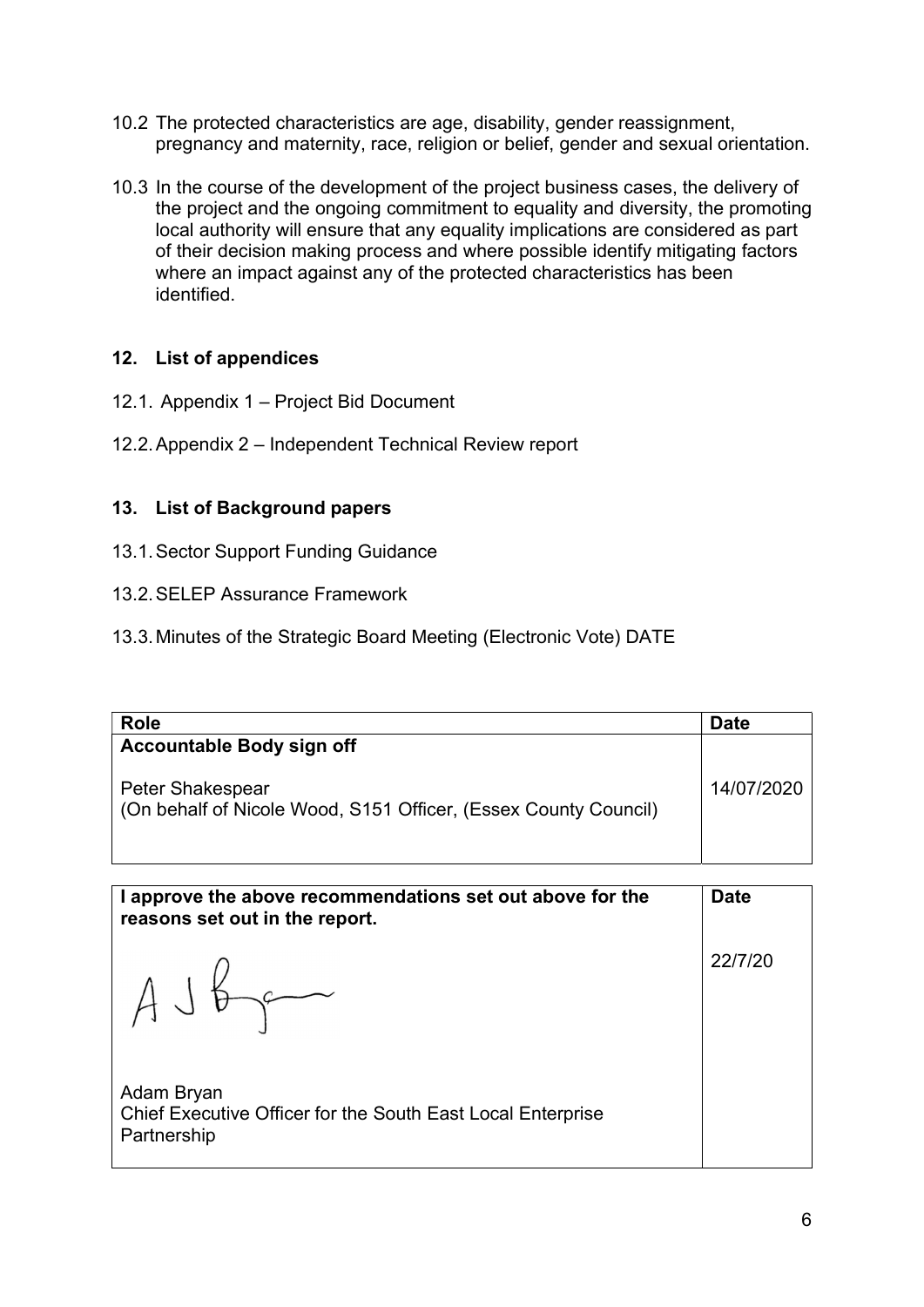10.2 The protected characteristics are age, disability, gender reassignment, pregnancy and maternity, race, religion or belief, gender and sexual orientation.

10.3 In the course of the development of the project business cases, the delivery of the project and the ongoing commitment to equality and diversity, the promoting local authority will ensure that any equality implications are considered as part of their decision making process and where possible identify mitigating factors where an impact against any of the protected characteristics has been identified.

## 12. List of appendices

12.1. Appendix 1 – Project Bid Document

12.2. Appendix 2 – Independent Technical Review report

## 13. List of Background papers

13.1. Sector Support Funding Guidance

13.2. SELEP Assurance Framework

13.3. Minutes of the Strategic Board Meeting (Electronic Vote) DATE

| Role | Date |
|---|---|
| **Accountable Body sign off**<br><br>Peter Shakespear<br>(On behalf of Nicole Wood, S151 Officer, (Essex County Council) | 14/07/2020 |

| **I approve the above recommendations set out above for the reasons set out in the report.** | **Date** |
|---|---|
| Adam Bryan<br>Chief Executive Officer for the South East Local Enterprise Partnership | 22/7/20 |